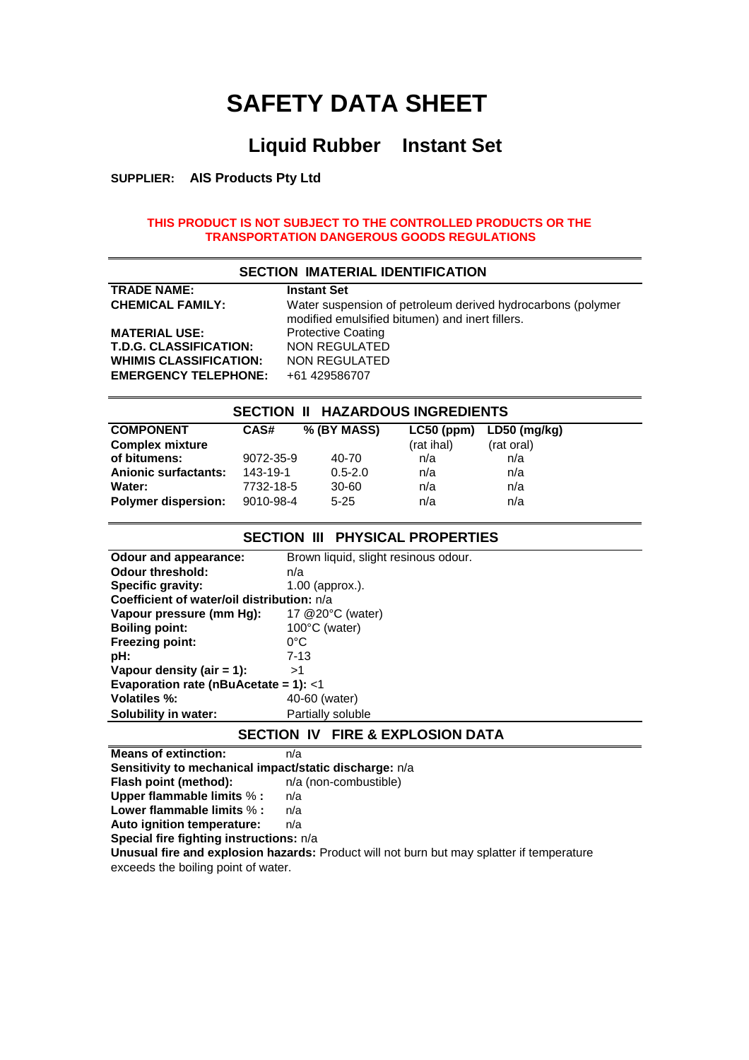# SAFETY DATA SHEET

## Liquid Rubber Instant Set

**SUPPLIER: AIS Products Pty Ltd**

**THIS PRODUCT IS NOT SUBJECT TO THE CONTROLLED PRODUCTS OR THE TRANSPORTATION DANGEROUS GOODS REGULATIONS**

### SECTION I MATERIAL IDENTIFICATION

| | |
|---|---|
| **TRADE NAME:** | **Instant Set** |
| **CHEMICAL FAMILY:** | Water suspension of petroleum derived hydrocarbons (polymer modified emulsified bitumen) and inert fillers. |
| **MATERIAL USE:** | Protective Coating |
| **T.D.G. CLASSIFICATION:** | NON REGULATED |
| **WHIMIS CLASSIFICATION:** | NON REGULATED |
| **EMERGENCY TELEPHONE:** | +61 429586707 |

### SECTION II HAZARDOUS INGREDIENTS

| COMPONENT | CAS# | % (BY MASS) | LC50 (ppm) (rat ihal) | LD50 (mg/kg) (rat oral) |
|---|---|---|---|---|
| **Complex mixture of bitumens:** | 9072-35-9 | 40-70 | n/a | n/a |
| **Anionic surfactants:** | 143-19-1 | 0.5-2.0 | n/a | n/a |
| **Water:** | 7732-18-5 | 30-60 | n/a | n/a |
| **Polymer dispersion:** | 9010-98-4 | 5-25 | n/a | n/a |

### SECTION III PHYSICAL PROPERTIES

**Odour and appearance:** Brown liquid, slight resinous odour.
**Odour threshold:** n/a
**Specific gravity:** 1.00 (approx.).
**Coefficient of water/oil distribution:** n/a
**Vapour pressure (mm Hg):** 17 @20°C (water)
**Boiling point:** 100°C (water)
**Freezing point:** 0°C
**pH:** 7-13
**Vapour density (air = 1):** >1
**Evaporation rate (nBuAcetate = 1):** <1
**Volatiles %:** 40-60 (water)
**Solubility in water:** Partially soluble

### SECTION IV FIRE & EXPLOSION DATA

**Means of extinction:** n/a
**Sensitivity to mechanical impact/static discharge:** n/a
**Flash point (method):** n/a (non-combustible)
**Upper flammable limits % :** n/a
**Lower flammable limits % :** n/a
**Auto ignition temperature:** n/a
**Special fire fighting instructions:** n/a
**Unusual fire and explosion hazards:** Product will not burn but may splatter if temperature exceeds the boiling point of water.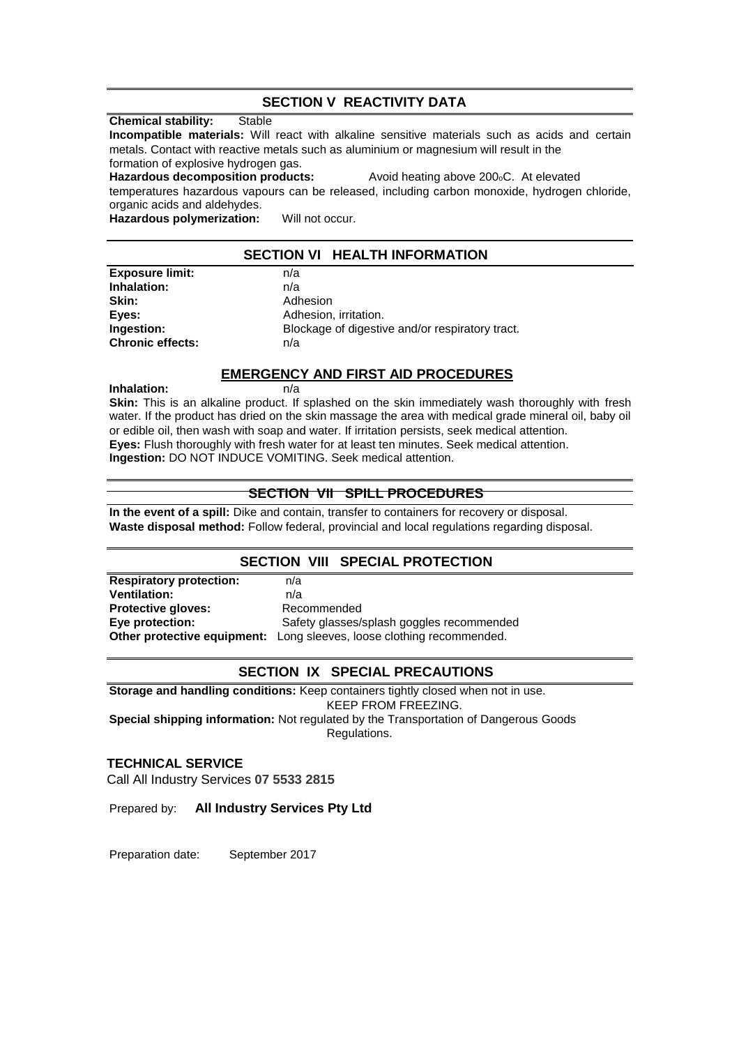## SECTION V REACTIVITY DATA

**Chemical stability:** Stable

**Incompatible materials:** Will react with alkaline sensitive materials such as acids and certain metals. Contact with reactive metals such as aluminium or magnesium will result in the formation of explosive hydrogen gas.

**Hazardous decomposition products:** Avoid heating above 200$^{o}$C. At elevated temperatures hazardous vapours can be released, including carbon monoxide, hydrogen chloride, organic acids and aldehydes.

**Hazardous polymerization:** Will not occur.

## SECTION VI HEALTH INFORMATION

| | |
|---|---|
| **Exposure limit:** | n/a |
| **Inhalation:** | n/a |
| **Skin:** | Adhesion |
| **Eyes:** | Adhesion, irritation. |
| **Ingestion:** | Blockage of digestive and/or respiratory tract. |
| **Chronic effects:** | n/a |

### EMERGENCY AND FIRST AID PROCEDURES

**Inhalation:** n/a

**Skin:** This is an alkaline product. If splashed on the skin immediately wash thoroughly with fresh water. If the product has dried on the skin massage the area with medical grade mineral oil, baby oil or edible oil, then wash with soap and water. If irritation persists, seek medical attention.

**Eyes:** Flush thoroughly with fresh water for at least ten minutes. Seek medical attention.

**Ingestion:** DO NOT INDUCE VOMITING. Seek medical attention.

## SECTION VII SPILL PROCEDURES

**In the event of a spill:** Dike and contain, transfer to containers for recovery or disposal.

**Waste disposal method:** Follow federal, provincial and local regulations regarding disposal.

## SECTION VIII SPECIAL PROTECTION

| | |
|---|---|
| **Respiratory protection:** | n/a |
| **Ventilation:** | n/a |
| **Protective gloves:** | Recommended |
| **Eye protection:** | Safety glasses/splash goggles recommended |
| **Other protective equipment:** | Long sleeves, loose clothing recommended. |

## SECTION IX SPECIAL PRECAUTIONS

**Storage and handling conditions:** Keep containers tightly closed when not in use. KEEP FROM FREEZING.

**Special shipping information:** Not regulated by the Transportation of Dangerous Goods Regulations.

**TECHNICAL SERVICE**

Call All Industry Services **07 5533 2815**

Prepared by: **All Industry Services Pty Ltd**

Preparation date: September 2017